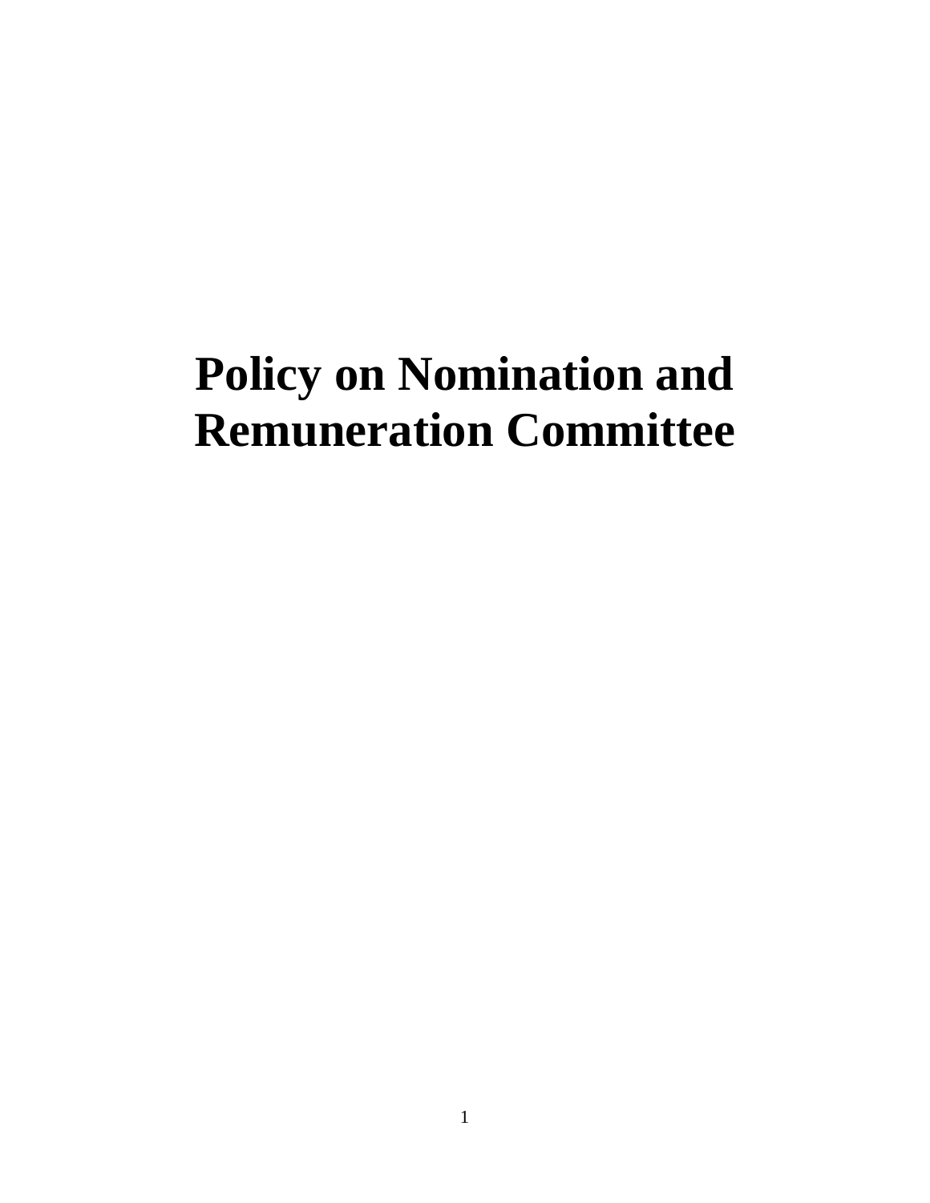# Policy on Nomination and Remuneration Committee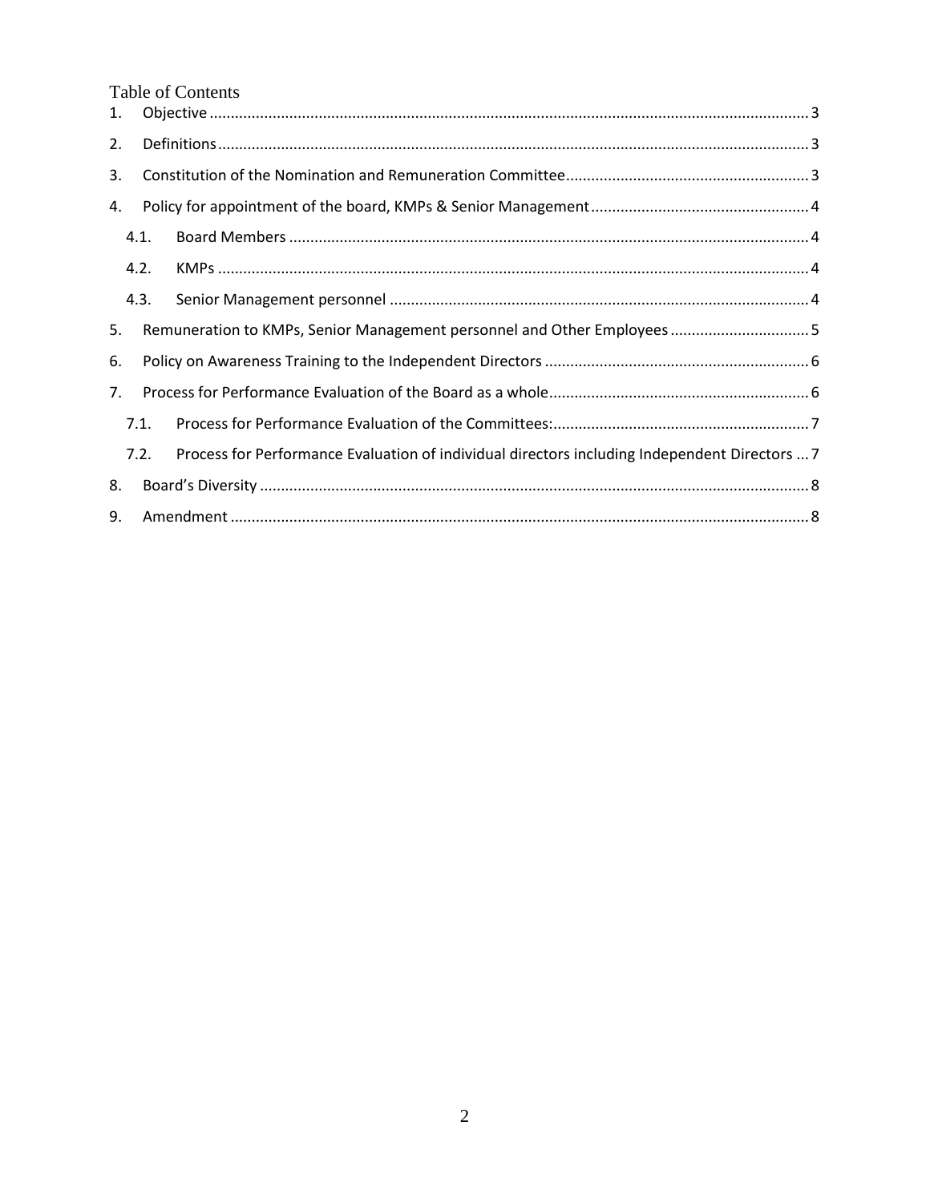# Table of Contents

1. Objective ..... 3
2. Definitions ..... 3
3. Constitution of the Nomination and Remuneration Committee ..... 3
4. Policy for appointment of the board, KMPs & Senior Management ..... 4
   - 4.1. Board Members ..... 4
   - 4.2. KMPs ..... 4
   - 4.3. Senior Management personnel ..... 4
5. Remuneration to KMPs, Senior Management personnel and Other Employees ..... 5
6. Policy on Awareness Training to the Independent Directors ..... 6
7. Process for Performance Evaluation of the Board as a whole ..... 6
   - 7.1. Process for Performance Evaluation of the Committees: ..... 7
   - 7.2. Process for Performance Evaluation of individual directors including Independent Directors ..... 7
8. Board's Diversity ..... 8
9. Amendment ..... 8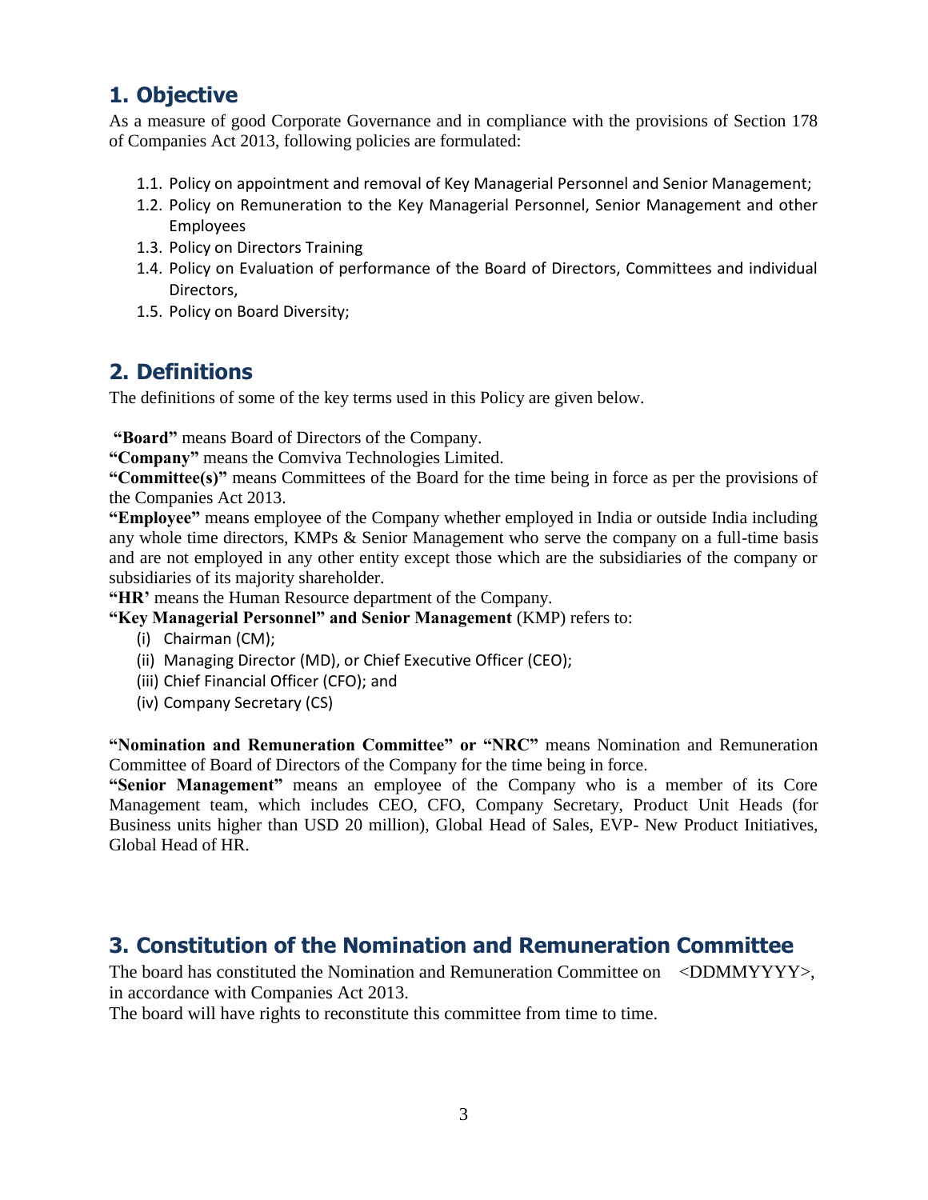## 1. Objective

As a measure of good Corporate Governance and in compliance with the provisions of Section 178 of Companies Act 2013, following policies are formulated:

1.1. Policy on appointment and removal of Key Managerial Personnel and Senior Management;
1.2. Policy on Remuneration to the Key Managerial Personnel, Senior Management and other Employees
1.3. Policy on Directors Training
1.4. Policy on Evaluation of performance of the Board of Directors, Committees and individual Directors,
1.5. Policy on Board Diversity;

## 2. Definitions

The definitions of some of the key terms used in this Policy are given below.

**"Board"** means Board of Directors of the Company.
**"Company"** means the Comviva Technologies Limited.
**"Committee(s)"** means Committees of the Board for the time being in force as per the provisions of the Companies Act 2013.
**"Employee"** means employee of the Company whether employed in India or outside India including any whole time directors, KMPs & Senior Management who serve the company on a full-time basis and are not employed in any other entity except those which are the subsidiaries of the company or subsidiaries of its majority shareholder.
**"HR'** means the Human Resource department of the Company.
**"Key Managerial Personnel" and Senior Management** (KMP) refers to:

(i) Chairman (CM);
(ii) Managing Director (MD), or Chief Executive Officer (CEO);
(iii) Chief Financial Officer (CFO); and
(iv) Company Secretary (CS)

**"Nomination and Remuneration Committee" or "NRC"** means Nomination and Remuneration Committee of Board of Directors of the Company for the time being in force.
**"Senior Management"** means an employee of the Company who is a member of its Core Management team, which includes CEO, CFO, Company Secretary, Product Unit Heads (for Business units higher than USD 20 million), Global Head of Sales, EVP- New Product Initiatives, Global Head of HR.

## 3. Constitution of the Nomination and Remuneration Committee

The board has constituted the Nomination and Remuneration Committee on <DDMMYYYY>, in accordance with Companies Act 2013.
The board will have rights to reconstitute this committee from time to time.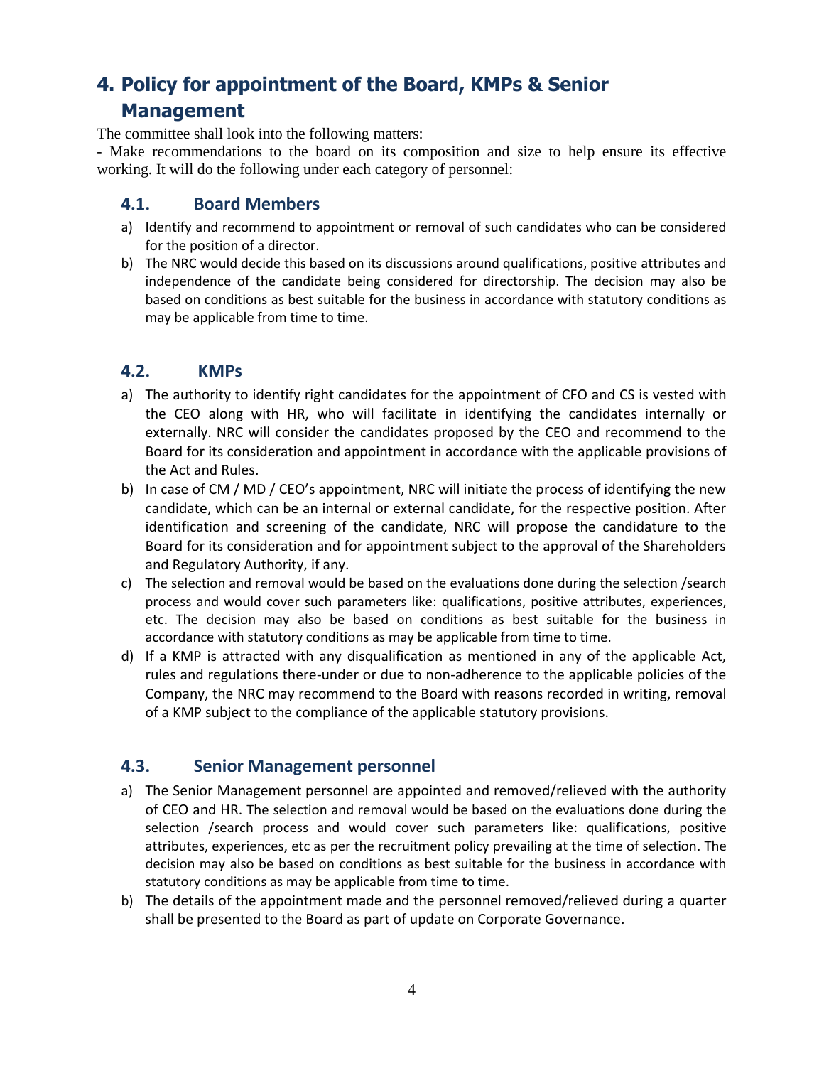## 4. Policy for appointment of the Board, KMPs & Senior Management

The committee shall look into the following matters:

- Make recommendations to the board on its composition and size to help ensure its effective working. It will do the following under each category of personnel:

### 4.1. Board Members

a) Identify and recommend to appointment or removal of such candidates who can be considered for the position of a director.

b) The NRC would decide this based on its discussions around qualifications, positive attributes and independence of the candidate being considered for directorship. The decision may also be based on conditions as best suitable for the business in accordance with statutory conditions as may be applicable from time to time.

### 4.2. KMPs

a) The authority to identify right candidates for the appointment of CFO and CS is vested with the CEO along with HR, who will facilitate in identifying the candidates internally or externally. NRC will consider the candidates proposed by the CEO and recommend to the Board for its consideration and appointment in accordance with the applicable provisions of the Act and Rules.

b) In case of CM / MD / CEO's appointment, NRC will initiate the process of identifying the new candidate, which can be an internal or external candidate, for the respective position. After identification and screening of the candidate, NRC will propose the candidature to the Board for its consideration and for appointment subject to the approval of the Shareholders and Regulatory Authority, if any.

c) The selection and removal would be based on the evaluations done during the selection /search process and would cover such parameters like: qualifications, positive attributes, experiences, etc. The decision may also be based on conditions as best suitable for the business in accordance with statutory conditions as may be applicable from time to time.

d) If a KMP is attracted with any disqualification as mentioned in any of the applicable Act, rules and regulations there-under or due to non-adherence to the applicable policies of the Company, the NRC may recommend to the Board with reasons recorded in writing, removal of a KMP subject to the compliance of the applicable statutory provisions.

### 4.3. Senior Management personnel

a) The Senior Management personnel are appointed and removed/relieved with the authority of CEO and HR. The selection and removal would be based on the evaluations done during the selection /search process and would cover such parameters like: qualifications, positive attributes, experiences, etc as per the recruitment policy prevailing at the time of selection. The decision may also be based on conditions as best suitable for the business in accordance with statutory conditions as may be applicable from time to time.

b) The details of the appointment made and the personnel removed/relieved during a quarter shall be presented to the Board as part of update on Corporate Governance.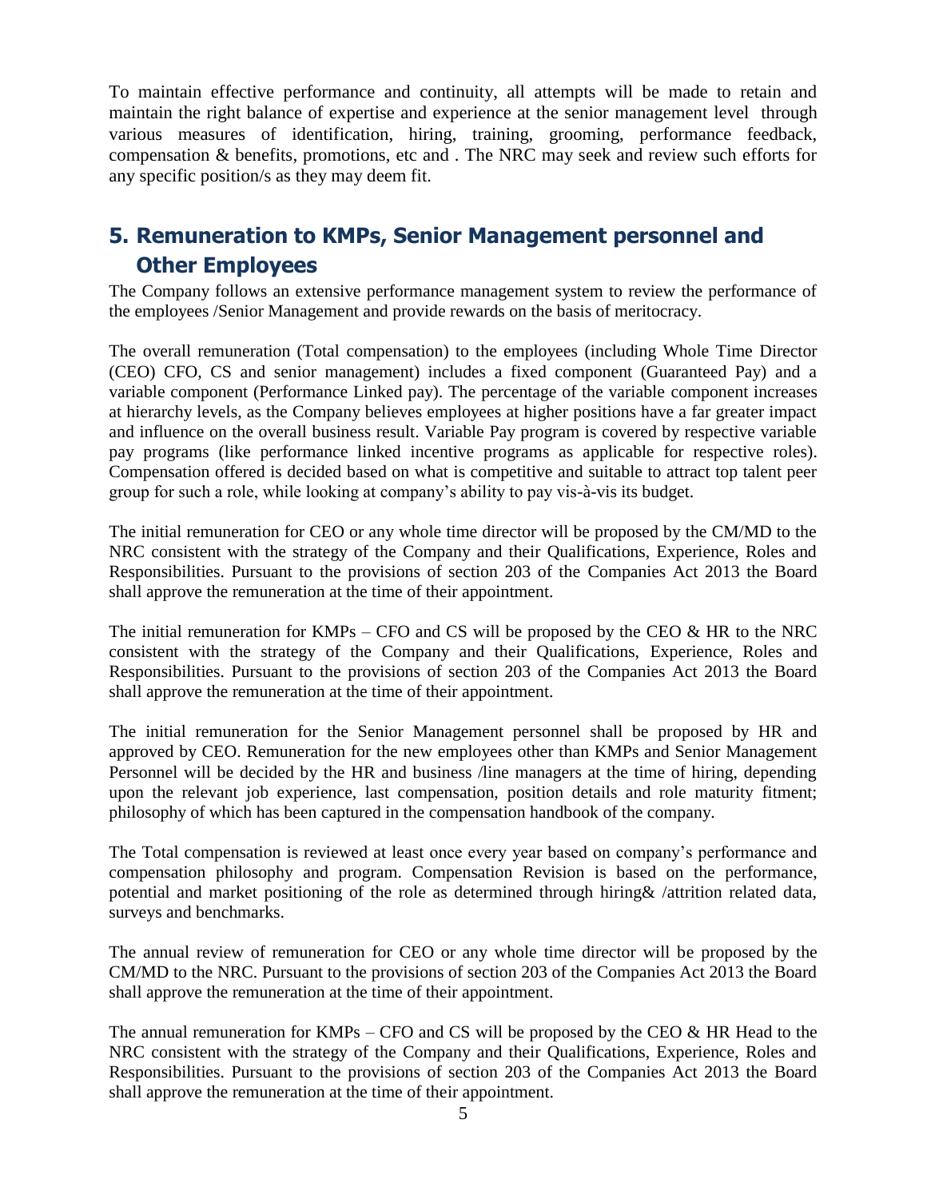To maintain effective performance and continuity, all attempts will be made to retain and maintain the right balance of expertise and experience at the senior management level through various measures of identification, hiring, training, grooming, performance feedback, compensation & benefits, promotions, etc and . The NRC may seek and review such efforts for any specific position/s as they may deem fit.

## 5. Remuneration to KMPs, Senior Management personnel and Other Employees

The Company follows an extensive performance management system to review the performance of the employees /Senior Management and provide rewards on the basis of meritocracy.

The overall remuneration (Total compensation) to the employees (including Whole Time Director (CEO) CFO, CS and senior management) includes a fixed component (Guaranteed Pay) and a variable component (Performance Linked pay). The percentage of the variable component increases at hierarchy levels, as the Company believes employees at higher positions have a far greater impact and influence on the overall business result. Variable Pay program is covered by respective variable pay programs (like performance linked incentive programs as applicable for respective roles). Compensation offered is decided based on what is competitive and suitable to attract top talent peer group for such a role, while looking at company's ability to pay vis-à-vis its budget.

The initial remuneration for CEO or any whole time director will be proposed by the CM/MD to the NRC consistent with the strategy of the Company and their Qualifications, Experience, Roles and Responsibilities. Pursuant to the provisions of section 203 of the Companies Act 2013 the Board shall approve the remuneration at the time of their appointment.

The initial remuneration for KMPs – CFO and CS will be proposed by the CEO & HR to the NRC consistent with the strategy of the Company and their Qualifications, Experience, Roles and Responsibilities. Pursuant to the provisions of section 203 of the Companies Act 2013 the Board shall approve the remuneration at the time of their appointment.

The initial remuneration for the Senior Management personnel shall be proposed by HR and approved by CEO. Remuneration for the new employees other than KMPs and Senior Management Personnel will be decided by the HR and business /line managers at the time of hiring, depending upon the relevant job experience, last compensation, position details and role maturity fitment; philosophy of which has been captured in the compensation handbook of the company.

The Total compensation is reviewed at least once every year based on company's performance and compensation philosophy and program. Compensation Revision is based on the performance, potential and market positioning of the role as determined through hiring& /attrition related data, surveys and benchmarks.

The annual review of remuneration for CEO or any whole time director will be proposed by the CM/MD to the NRC. Pursuant to the provisions of section 203 of the Companies Act 2013 the Board shall approve the remuneration at the time of their appointment.

The annual remuneration for KMPs – CFO and CS will be proposed by the CEO & HR Head to the NRC consistent with the strategy of the Company and their Qualifications, Experience, Roles and Responsibilities. Pursuant to the provisions of section 203 of the Companies Act 2013 the Board shall approve the remuneration at the time of their appointment.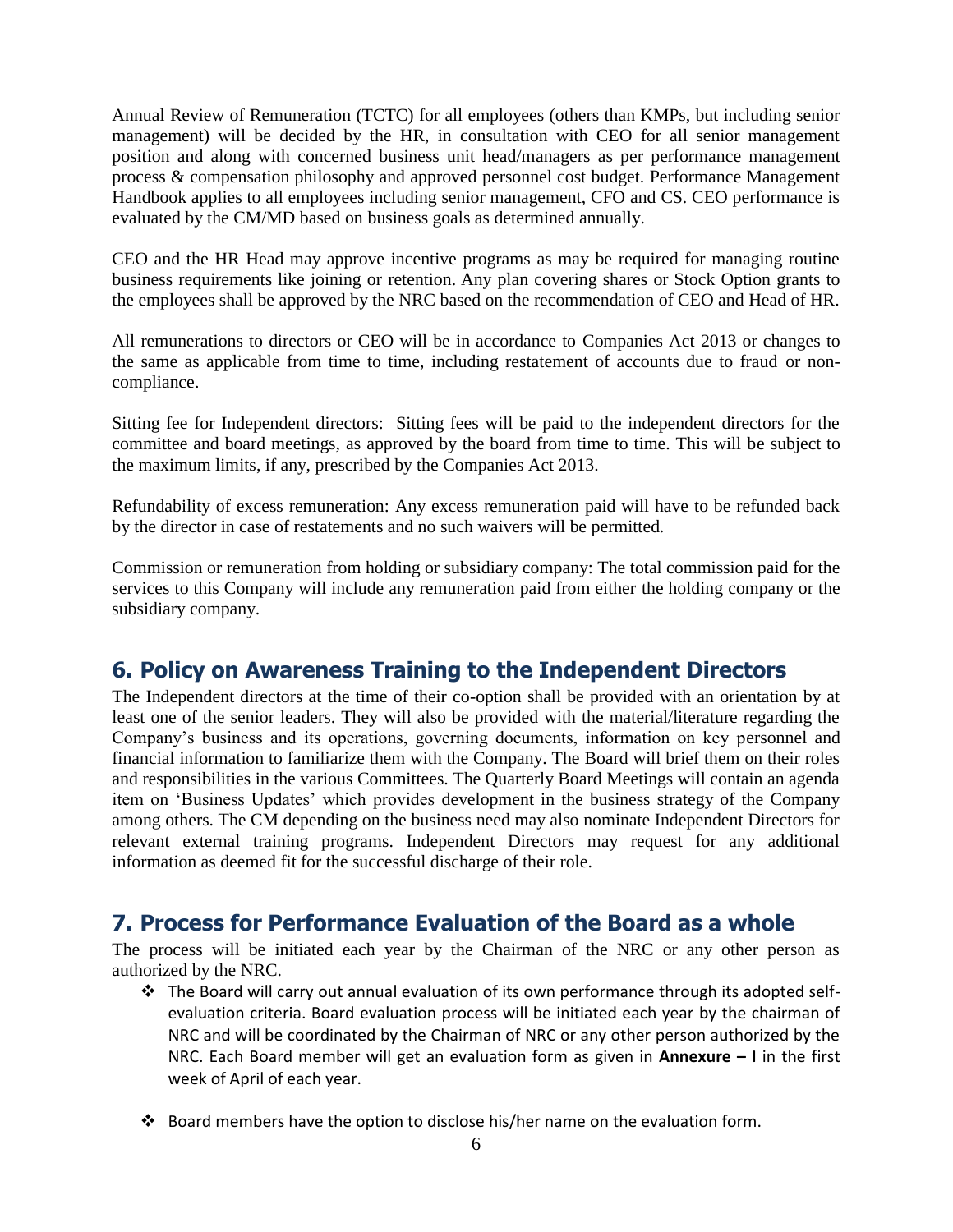Annual Review of Remuneration (TCTC) for all employees (others than KMPs, but including senior management) will be decided by the HR, in consultation with CEO for all senior management position and along with concerned business unit head/managers as per performance management process & compensation philosophy and approved personnel cost budget. Performance Management Handbook applies to all employees including senior management, CFO and CS. CEO performance is evaluated by the CM/MD based on business goals as determined annually.

CEO and the HR Head may approve incentive programs as may be required for managing routine business requirements like joining or retention. Any plan covering shares or Stock Option grants to the employees shall be approved by the NRC based on the recommendation of CEO and Head of HR.

All remunerations to directors or CEO will be in accordance to Companies Act 2013 or changes to the same as applicable from time to time, including restatement of accounts due to fraud or non-compliance.

Sitting fee for Independent directors: Sitting fees will be paid to the independent directors for the committee and board meetings, as approved by the board from time to time. This will be subject to the maximum limits, if any, prescribed by the Companies Act 2013.

Refundability of excess remuneration: Any excess remuneration paid will have to be refunded back by the director in case of restatements and no such waivers will be permitted.

Commission or remuneration from holding or subsidiary company: The total commission paid for the services to this Company will include any remuneration paid from either the holding company or the subsidiary company.

## 6. Policy on Awareness Training to the Independent Directors

The Independent directors at the time of their co-option shall be provided with an orientation by at least one of the senior leaders. They will also be provided with the material/literature regarding the Company's business and its operations, governing documents, information on key personnel and financial information to familiarize them with the Company. The Board will brief them on their roles and responsibilities in the various Committees. The Quarterly Board Meetings will contain an agenda item on 'Business Updates' which provides development in the business strategy of the Company among others. The CM depending on the business need may also nominate Independent Directors for relevant external training programs. Independent Directors may request for any additional information as deemed fit for the successful discharge of their role.

## 7. Process for Performance Evaluation of the Board as a whole

The process will be initiated each year by the Chairman of the NRC or any other person as authorized by the NRC.

- The Board will carry out annual evaluation of its own performance through its adopted self-evaluation criteria. Board evaluation process will be initiated each year by the chairman of NRC and will be coordinated by the Chairman of NRC or any other person authorized by the NRC. Each Board member will get an evaluation form as given in **Annexure – I** in the first week of April of each year.

- Board members have the option to disclose his/her name on the evaluation form.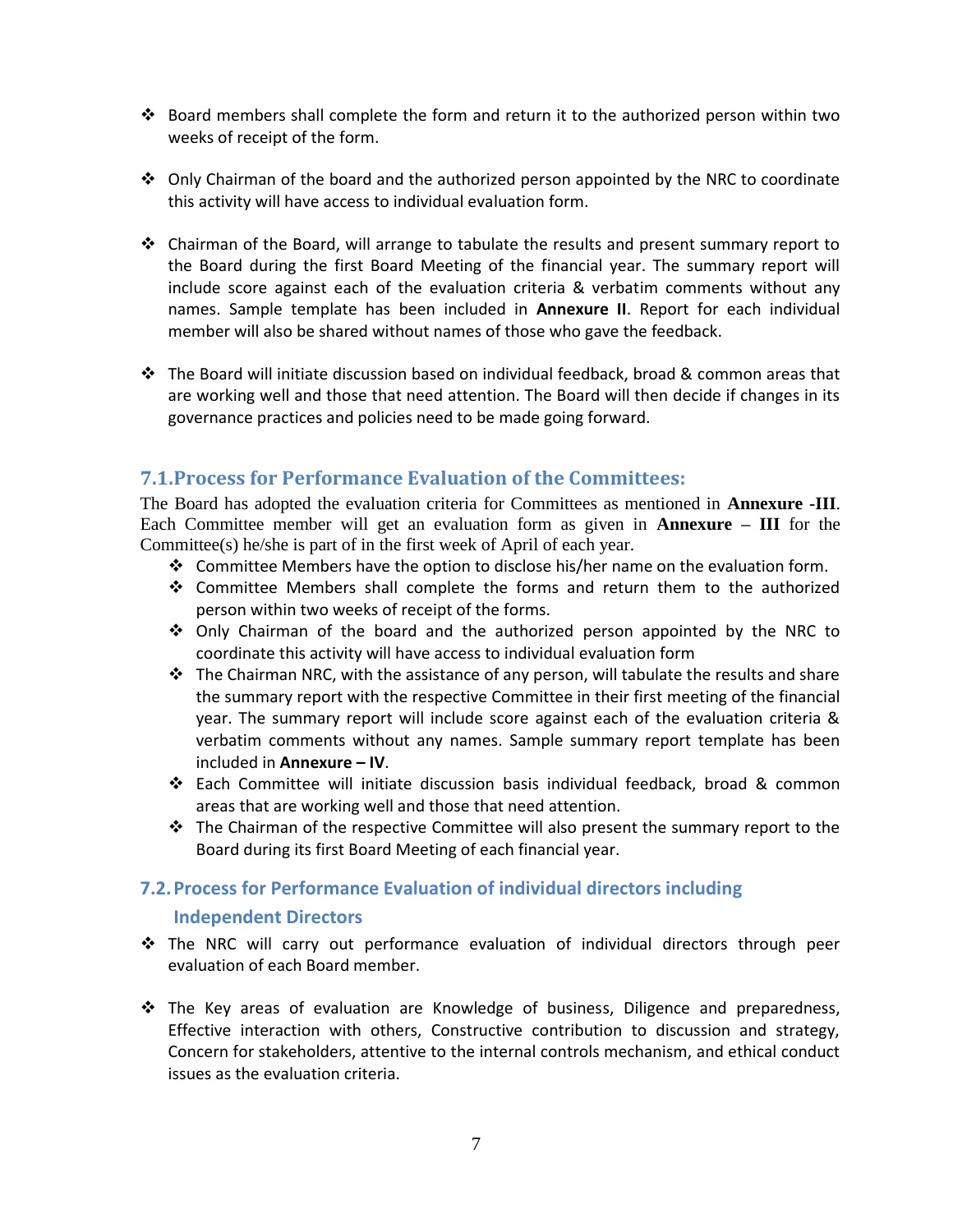- Board members shall complete the form and return it to the authorized person within two weeks of receipt of the form.

- Only Chairman of the board and the authorized person appointed by the NRC to coordinate this activity will have access to individual evaluation form.

- Chairman of the Board, will arrange to tabulate the results and present summary report to the Board during the first Board Meeting of the financial year. The summary report will include score against each of the evaluation criteria & verbatim comments without any names. Sample template has been included in **Annexure II**. Report for each individual member will also be shared without names of those who gave the feedback.

- The Board will initiate discussion based on individual feedback, broad & common areas that are working well and those that need attention. The Board will then decide if changes in its governance practices and policies need to be made going forward.

## 7.1. Process for Performance Evaluation of the Committees:

The Board has adopted the evaluation criteria for Committees as mentioned in **Annexure -III**. Each Committee member will get an evaluation form as given in **Annexure – III** for the Committee(s) he/she is part of in the first week of April of each year.

- Committee Members have the option to disclose his/her name on the evaluation form.
- Committee Members shall complete the forms and return them to the authorized person within two weeks of receipt of the forms.
- Only Chairman of the board and the authorized person appointed by the NRC to coordinate this activity will have access to individual evaluation form
- The Chairman NRC, with the assistance of any person, will tabulate the results and share the summary report with the respective Committee in their first meeting of the financial year. The summary report will include score against each of the evaluation criteria & verbatim comments without any names. Sample summary report template has been included in **Annexure – IV**.
- Each Committee will initiate discussion basis individual feedback, broad & common areas that are working well and those that need attention.
- The Chairman of the respective Committee will also present the summary report to the Board during its first Board Meeting of each financial year.

## 7.2. Process for Performance Evaluation of individual directors including Independent Directors

- The NRC will carry out performance evaluation of individual directors through peer evaluation of each Board member.

- The Key areas of evaluation are Knowledge of business, Diligence and preparedness, Effective interaction with others, Constructive contribution to discussion and strategy, Concern for stakeholders, attentive to the internal controls mechanism, and ethical conduct issues as the evaluation criteria.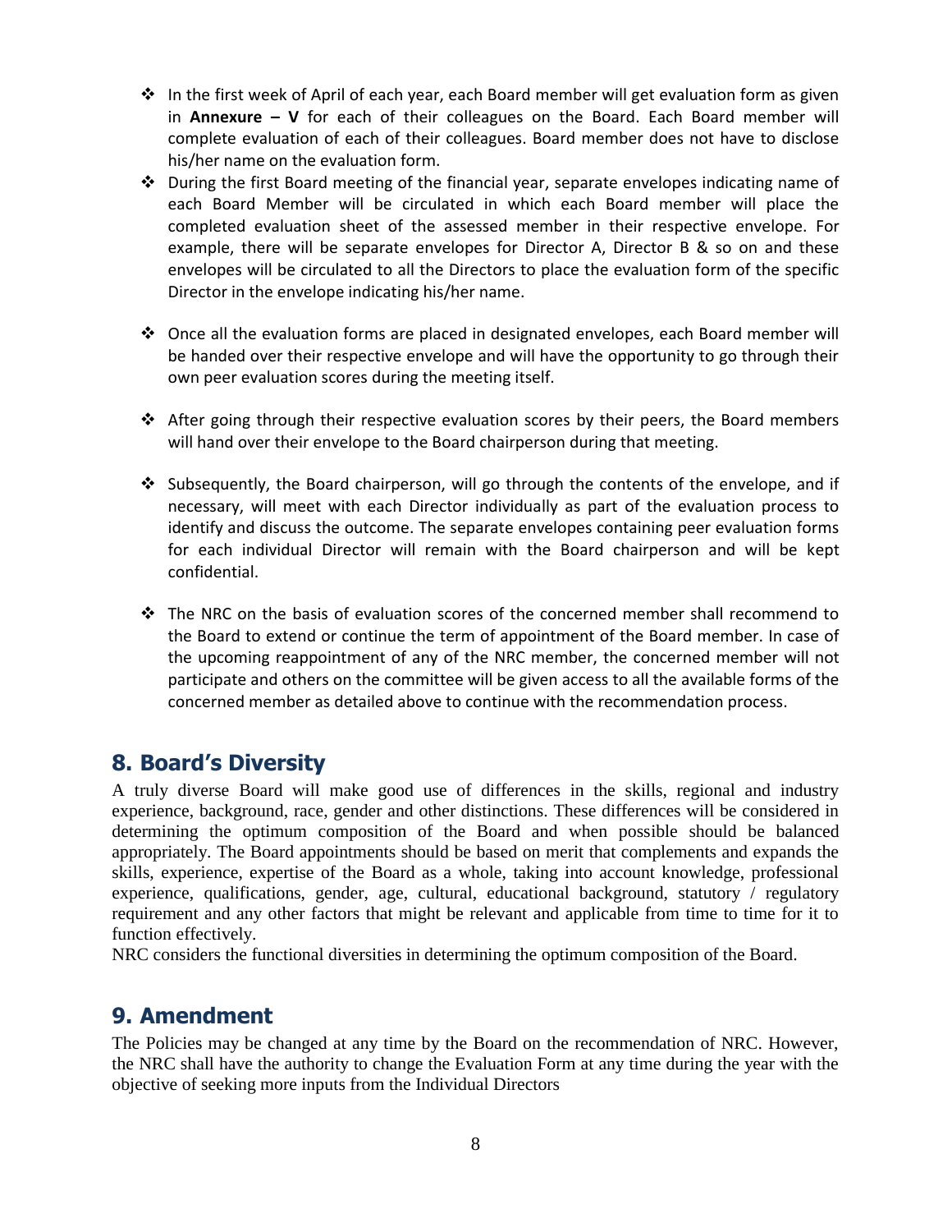- In the first week of April of each year, each Board member will get evaluation form as given in **Annexure – V** for each of their colleagues on the Board. Each Board member will complete evaluation of each of their colleagues. Board member does not have to disclose his/her name on the evaluation form.
- During the first Board meeting of the financial year, separate envelopes indicating name of each Board Member will be circulated in which each Board member will place the completed evaluation sheet of the assessed member in their respective envelope. For example, there will be separate envelopes for Director A, Director B & so on and these envelopes will be circulated to all the Directors to place the evaluation form of the specific Director in the envelope indicating his/her name.
- Once all the evaluation forms are placed in designated envelopes, each Board member will be handed over their respective envelope and will have the opportunity to go through their own peer evaluation scores during the meeting itself.
- After going through their respective evaluation scores by their peers, the Board members will hand over their envelope to the Board chairperson during that meeting.
- Subsequently, the Board chairperson, will go through the contents of the envelope, and if necessary, will meet with each Director individually as part of the evaluation process to identify and discuss the outcome. The separate envelopes containing peer evaluation forms for each individual Director will remain with the Board chairperson and will be kept confidential.
- The NRC on the basis of evaluation scores of the concerned member shall recommend to the Board to extend or continue the term of appointment of the Board member. In case of the upcoming reappointment of any of the NRC member, the concerned member will not participate and others on the committee will be given access to all the available forms of the concerned member as detailed above to continue with the recommendation process.

## 8. Board's Diversity

A truly diverse Board will make good use of differences in the skills, regional and industry experience, background, race, gender and other distinctions. These differences will be considered in determining the optimum composition of the Board and when possible should be balanced appropriately. The Board appointments should be based on merit that complements and expands the skills, experience, expertise of the Board as a whole, taking into account knowledge, professional experience, qualifications, gender, age, cultural, educational background, statutory / regulatory requirement and any other factors that might be relevant and applicable from time to time for it to function effectively.

NRC considers the functional diversities in determining the optimum composition of the Board.

## 9. Amendment

The Policies may be changed at any time by the Board on the recommendation of NRC. However, the NRC shall have the authority to change the Evaluation Form at any time during the year with the objective of seeking more inputs from the Individual Directors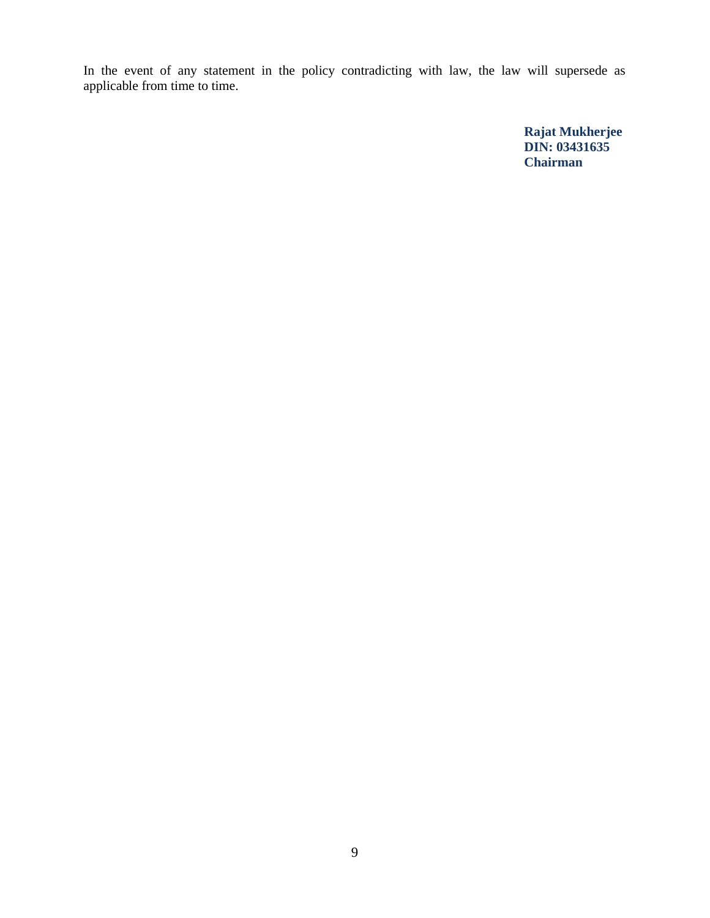In the event of any statement in the policy contradicting with law, the law will supersede as applicable from time to time.

**Rajat Mukherjee**
**DIN: 03431635**
**Chairman**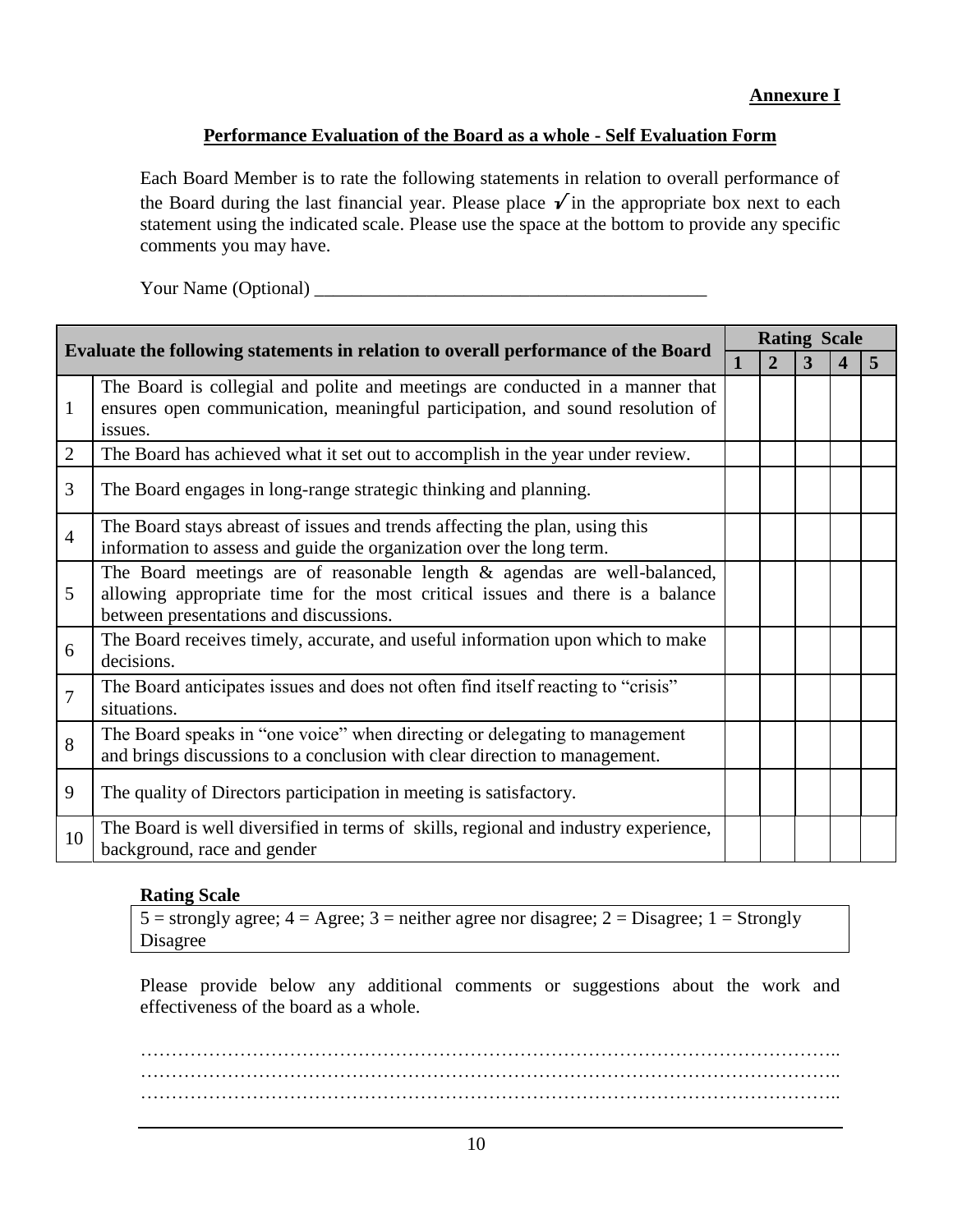**Annexure I**

## Performance Evaluation of the Board as a whole - Self Evaluation Form

Each Board Member is to rate the following statements in relation to overall performance of the Board during the last financial year. Please place ✓ in the appropriate box next to each statement using the indicated scale. Please use the space at the bottom to provide any specific comments you may have.

Your Name (Optional) ___________________________________________

| Evaluate the following statements in relation to overall performance of the Board | | Rating Scale | | | | |
|---|---|---|---|---|---|---|
| | | **1** | **2** | **3** | **4** | **5** |
| 1 | The Board is collegial and polite and meetings are conducted in a manner that ensures open communication, meaningful participation, and sound resolution of issues. | | | | | |
| 2 | The Board has achieved what it set out to accomplish in the year under review. | | | | | |
| 3 | The Board engages in long-range strategic thinking and planning. | | | | | |
| 4 | The Board stays abreast of issues and trends affecting the plan, using this information to assess and guide the organization over the long term. | | | | | |
| 5 | The Board meetings are of reasonable length & agendas are well-balanced, allowing appropriate time for the most critical issues and there is a balance between presentations and discussions. | | | | | |
| 6 | The Board receives timely, accurate, and useful information upon which to make decisions. | | | | | |
| 7 | The Board anticipates issues and does not often find itself reacting to "crisis" situations. | | | | | |
| 8 | The Board speaks in "one voice" when directing or delegating to management and brings discussions to a conclusion with clear direction to management. | | | | | |
| 9 | The quality of Directors participation in meeting is satisfactory. | | | | | |
| 10 | The Board is well diversified in terms of skills, regional and industry experience, background, race and gender | | | | | |

**Rating Scale**

5 = strongly agree; 4 = Agree; 3 = neither agree nor disagree; 2 = Disagree; 1 = Strongly Disagree

Please provide below any additional comments or suggestions about the work and effectiveness of the board as a whole.

…………………………………………………………………………………………………..
…………………………………………………………………………………………………..
…………………………………………………………………………………………………..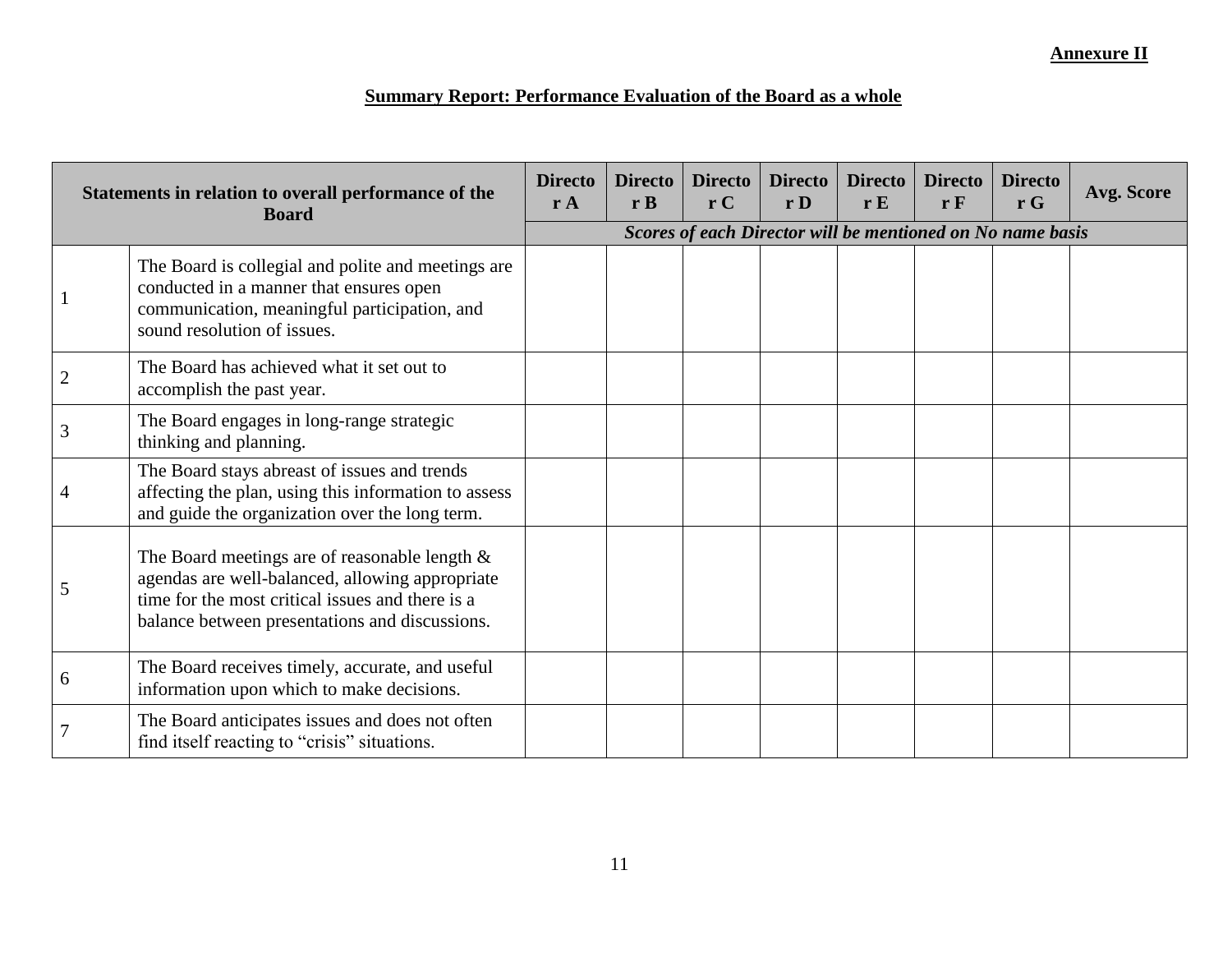**Annexure II**

**Summary Report: Performance Evaluation of the Board as a whole**

| Statements in relation to overall performance of the Board | | Director A | Director B | Director C | Director D | Director E | Director F | Director G | Avg. Score |
|---|---|---|---|---|---|---|---|---|---|
| | | ***Scores of each Director will be mentioned on No name basis*** | | | | | | | |
| 1 | The Board is collegial and polite and meetings are conducted in a manner that ensures open communication, meaningful participation, and sound resolution of issues. | | | | | | | | |
| 2 | The Board has achieved what it set out to accomplish the past year. | | | | | | | | |
| 3 | The Board engages in long-range strategic thinking and planning. | | | | | | | | |
| 4 | The Board stays abreast of issues and trends affecting the plan, using this information to assess and guide the organization over the long term. | | | | | | | | |
| 5 | The Board meetings are of reasonable length & agendas are well-balanced, allowing appropriate time for the most critical issues and there is a balance between presentations and discussions. | | | | | | | | |
| 6 | The Board receives timely, accurate, and useful information upon which to make decisions. | | | | | | | | |
| 7 | The Board anticipates issues and does not often find itself reacting to "crisis" situations. | | | | | | | | |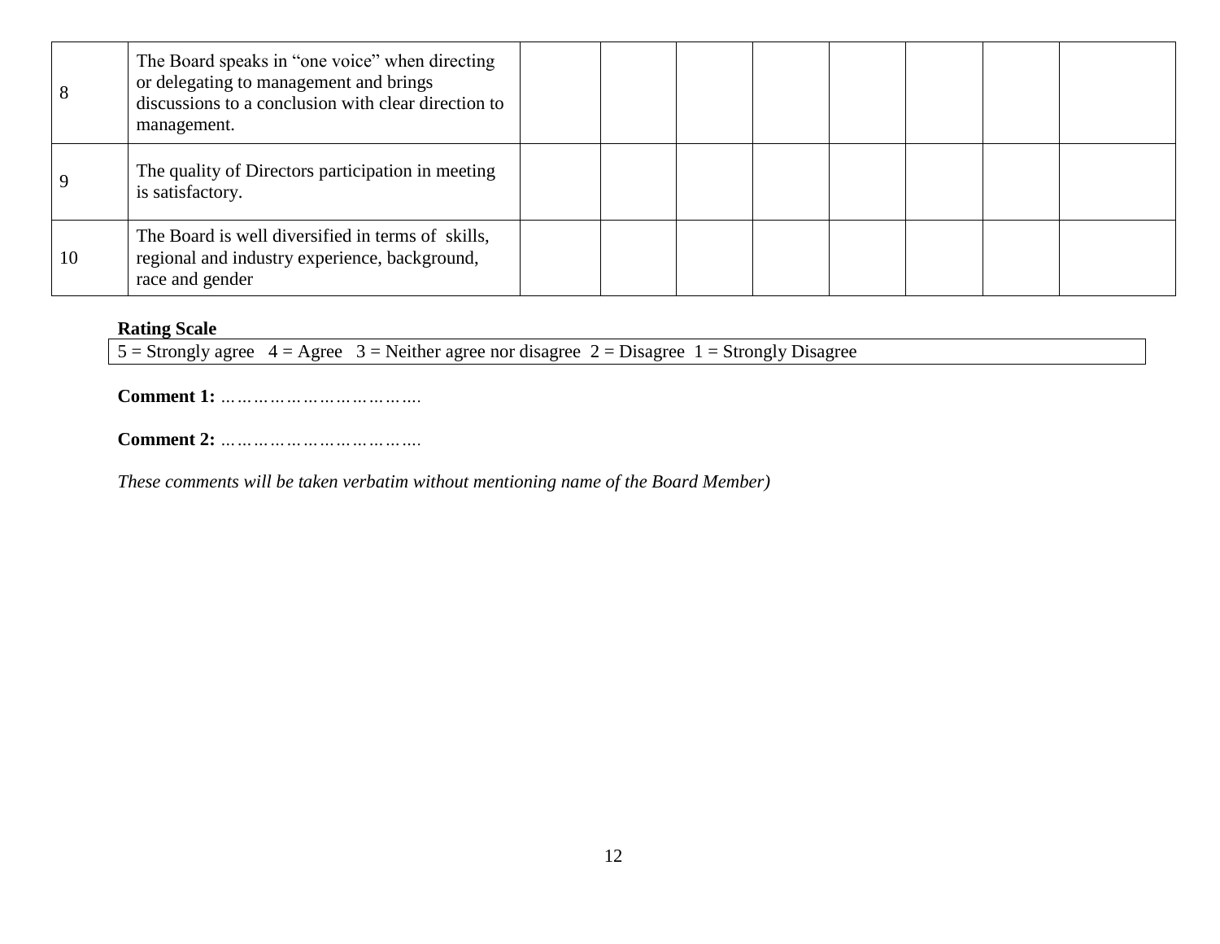| 8 | The Board speaks in "one voice" when directing or delegating to management and brings discussions to a conclusion with clear direction to management. | | | | | | | | |
|---|---|---|---|---|---|---|---|---|---|
| 9 | The quality of Directors participation in meeting is satisfactory. | | | | | | | | |
| 10 | The Board is well diversified in terms of skills, regional and industry experience, background, race and gender | | | | | | | | |

**Rating Scale**

| 5 = Strongly agree   4 = Agree   3 = Neither agree nor disagree  2 = Disagree  1 = Strongly Disagree |
|---|

**Comment 1:** ……………………………….

**Comment 2:** ……………………………….

*These comments will be taken verbatim without mentioning name of the Board Member)*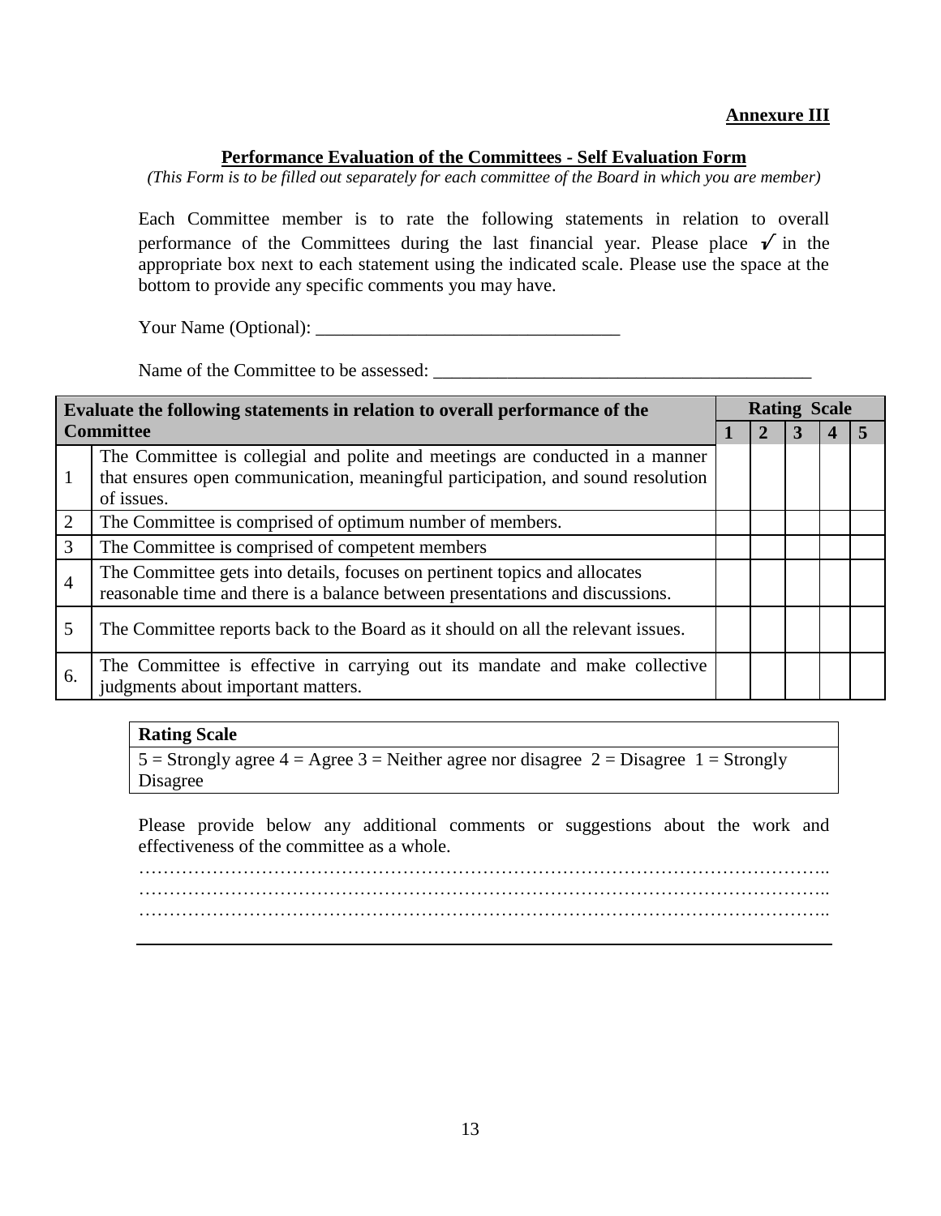**<u>Annexure III</u>**

## <u>Performance Evaluation of the Committees - Self Evaluation Form</u>

*(This Form is to be filled out separately for each committee of the Board in which you are member)*

Each Committee member is to rate the following statements in relation to overall performance of the Committees during the last financial year. Please place √ in the appropriate box next to each statement using the indicated scale. Please use the space at the bottom to provide any specific comments you may have.

Your Name (Optional): _________________________________

Name of the Committee to be assessed: _________________________________________

| Evaluate the following statements in relation to overall performance of the Committee | | Rating Scale | | | | |
|---|---|---|---|---|---|---|
| | | 1 | 2 | 3 | 4 | 5 |
| 1 | The Committee is collegial and polite and meetings are conducted in a manner that ensures open communication, meaningful participation, and sound resolution of issues. | | | | | |
| 2 | The Committee is comprised of optimum number of members. | | | | | |
| 3 | The Committee is comprised of competent members | | | | | |
| 4 | The Committee gets into details, focuses on pertinent topics and allocates reasonable time and there is a balance between presentations and discussions. | | | | | |
| 5 | The Committee reports back to the Board as it should on all the relevant issues. | | | | | |
| 6. | The Committee is effective in carrying out its mandate and make collective judgments about important matters. | | | | | |

| Rating Scale |
|---|
| 5 = Strongly agree 4 = Agree 3 = Neither agree nor disagree 2 = Disagree 1 = Strongly Disagree |

Please provide below any additional comments or suggestions about the work and effectiveness of the committee as a whole.

……………………………………………………………………………………………………..
……………………………………………………………………………………………………..
……………………………………………………………………………………………………..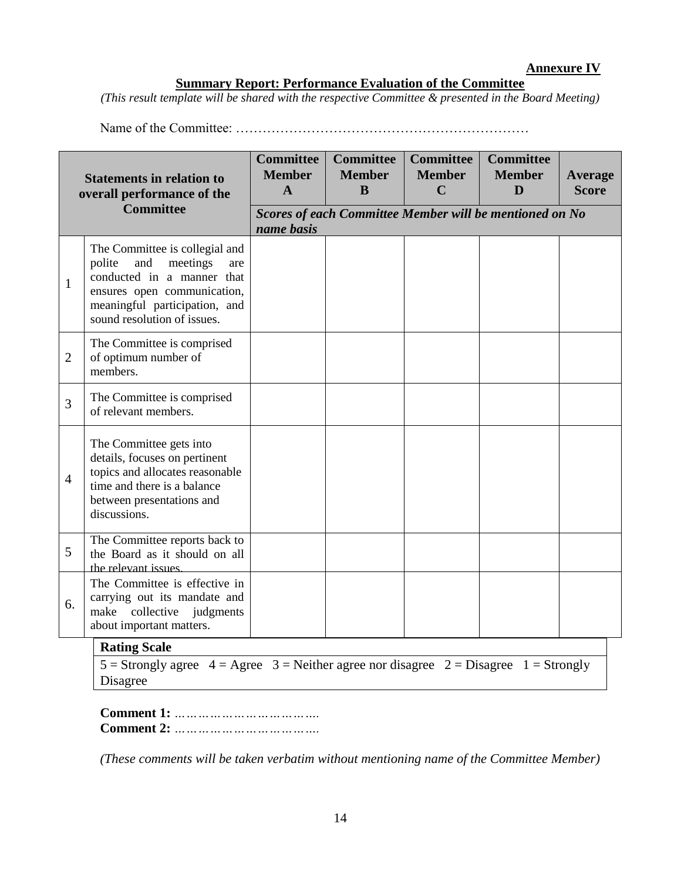**Annexure IV**

**Summary Report: Performance Evaluation of the Committee**

*(This result template will be shared with the respective Committee & presented in the Board Meeting)*

Name of the Committee: …………………………………………………………

| Statements in relation to overall performance of the Committee | | Committee Member A | Committee Member B | Committee Member C | Committee Member D | Average Score |
|---|---|---|---|---|---|---|
| | | ***Scores of each Committee Member will be mentioned on No name basis*** | | | | |
| 1 | The Committee is collegial and polite and meetings are conducted in a manner that ensures open communication, meaningful participation, and sound resolution of issues. | | | | | |
| 2 | The Committee is comprised of optimum number of members. | | | | | |
| 3 | The Committee is comprised of relevant members. | | | | | |
| 4 | The Committee gets into details, focuses on pertinent topics and allocates reasonable time and there is a balance between presentations and discussions. | | | | | |
| 5 | The Committee reports back to the Board as it should on all the relevant issues. | | | | | |
| 6. | The Committee is effective in carrying out its mandate and make collective judgments about important matters. | | | | | |

| **Rating Scale** |
|---|
| 5 = Strongly agree 4 = Agree 3 = Neither agree nor disagree 2 = Disagree 1 = Strongly Disagree |

**Comment 1:** ……………………………….

**Comment 2:** ……………………………….

*(These comments will be taken verbatim without mentioning name of the Committee Member)*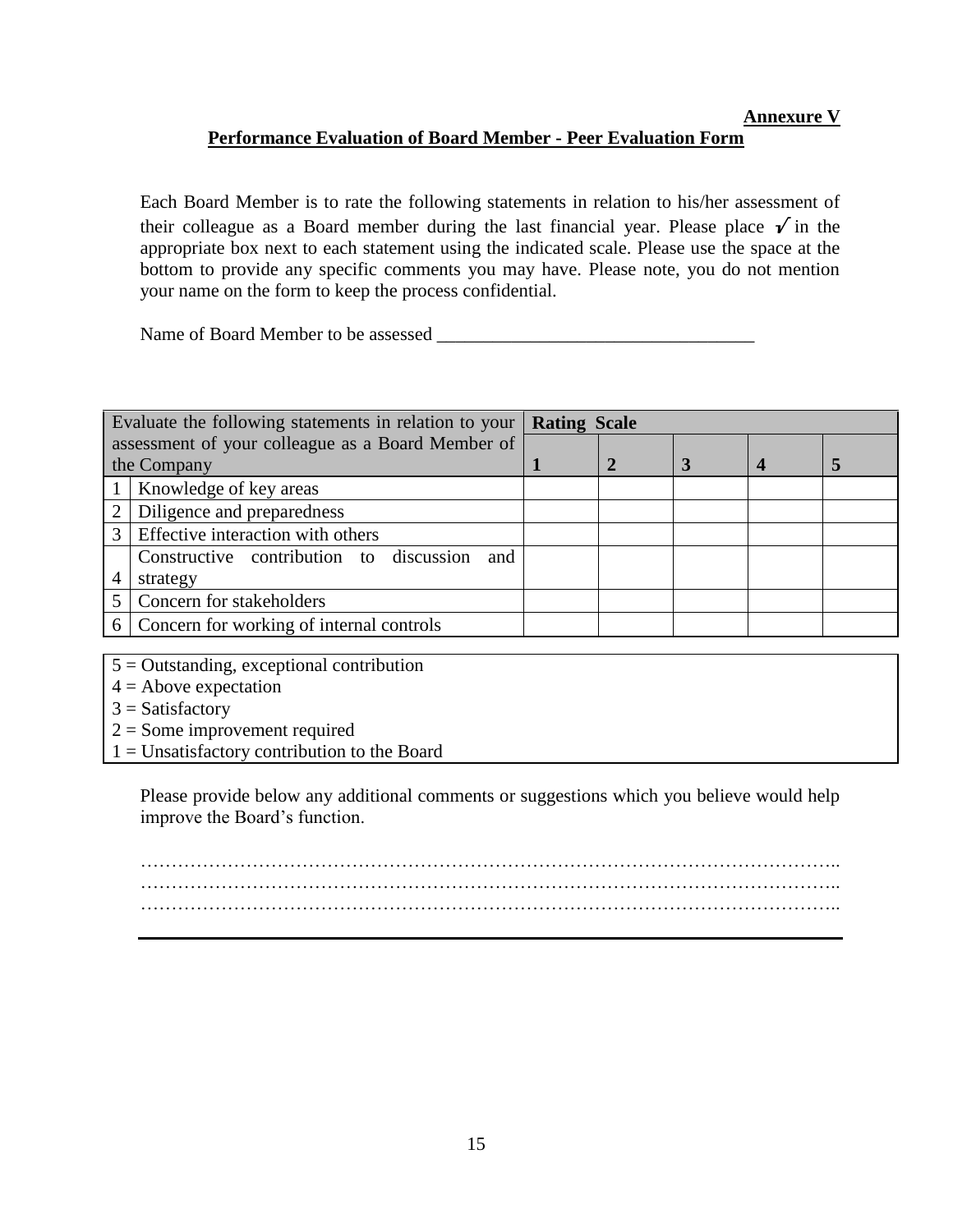**Annexure V**

## Performance Evaluation of Board Member - Peer Evaluation Form

Each Board Member is to rate the following statements in relation to his/her assessment of their colleague as a Board member during the last financial year. Please place ✓ in the appropriate box next to each statement using the indicated scale. Please use the space at the bottom to provide any specific comments you may have. Please note, you do not mention your name on the form to keep the process confidential.

Name of Board Member to be assessed ___________________________________

| Evaluate the following statements in relation to your assessment of your colleague as a Board Member of the Company | | Rating Scale | | | | |
|---|---|---|---|---|---|---|
| | | **1** | **2** | **3** | **4** | **5** |
| 1 | Knowledge of key areas | | | | | |
| 2 | Diligence and preparedness | | | | | |
| 3 | Effective interaction with others | | | | | |
| 4 | Constructive contribution to discussion and strategy | | | | | |
| 5 | Concern for stakeholders | | | | | |
| 6 | Concern for working of internal controls | | | | | |

5 = Outstanding, exceptional contribution
4 = Above expectation
3 = Satisfactory
2 = Some improvement required
1 = Unsatisfactory contribution to the Board

Please provide below any additional comments or suggestions which you believe would help improve the Board's function.

…………………………………………………………………………………………………..
…………………………………………………………………………………………………..
…………………………………………………………………………………………………..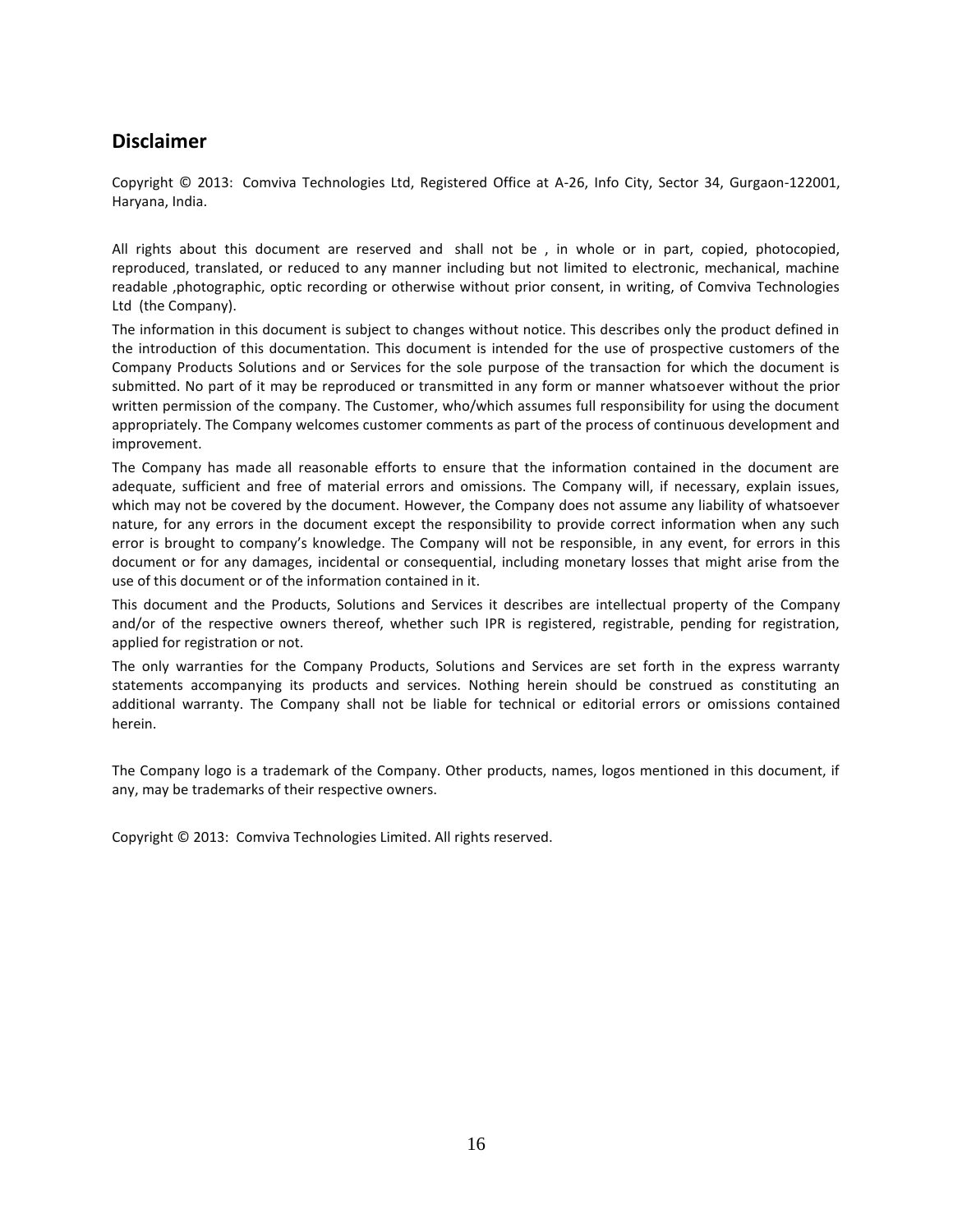## Disclaimer

Copyright © 2013: Comviva Technologies Ltd, Registered Office at A-26, Info City, Sector 34, Gurgaon-122001, Haryana, India.

All rights about this document are reserved and shall not be , in whole or in part, copied, photocopied, reproduced, translated, or reduced to any manner including but not limited to electronic, mechanical, machine readable ,photographic, optic recording or otherwise without prior consent, in writing, of Comviva Technologies Ltd (the Company).

The information in this document is subject to changes without notice. This describes only the product defined in the introduction of this documentation. This document is intended for the use of prospective customers of the Company Products Solutions and or Services for the sole purpose of the transaction for which the document is submitted. No part of it may be reproduced or transmitted in any form or manner whatsoever without the prior written permission of the company. The Customer, who/which assumes full responsibility for using the document appropriately. The Company welcomes customer comments as part of the process of continuous development and improvement.

The Company has made all reasonable efforts to ensure that the information contained in the document are adequate, sufficient and free of material errors and omissions. The Company will, if necessary, explain issues, which may not be covered by the document. However, the Company does not assume any liability of whatsoever nature, for any errors in the document except the responsibility to provide correct information when any such error is brought to company's knowledge. The Company will not be responsible, in any event, for errors in this document or for any damages, incidental or consequential, including monetary losses that might arise from the use of this document or of the information contained in it.

This document and the Products, Solutions and Services it describes are intellectual property of the Company and/or of the respective owners thereof, whether such IPR is registered, registrable, pending for registration, applied for registration or not.

The only warranties for the Company Products, Solutions and Services are set forth in the express warranty statements accompanying its products and services. Nothing herein should be construed as constituting an additional warranty. The Company shall not be liable for technical or editorial errors or omissions contained herein.

The Company logo is a trademark of the Company. Other products, names, logos mentioned in this document, if any, may be trademarks of their respective owners.

Copyright © 2013: Comviva Technologies Limited. All rights reserved.